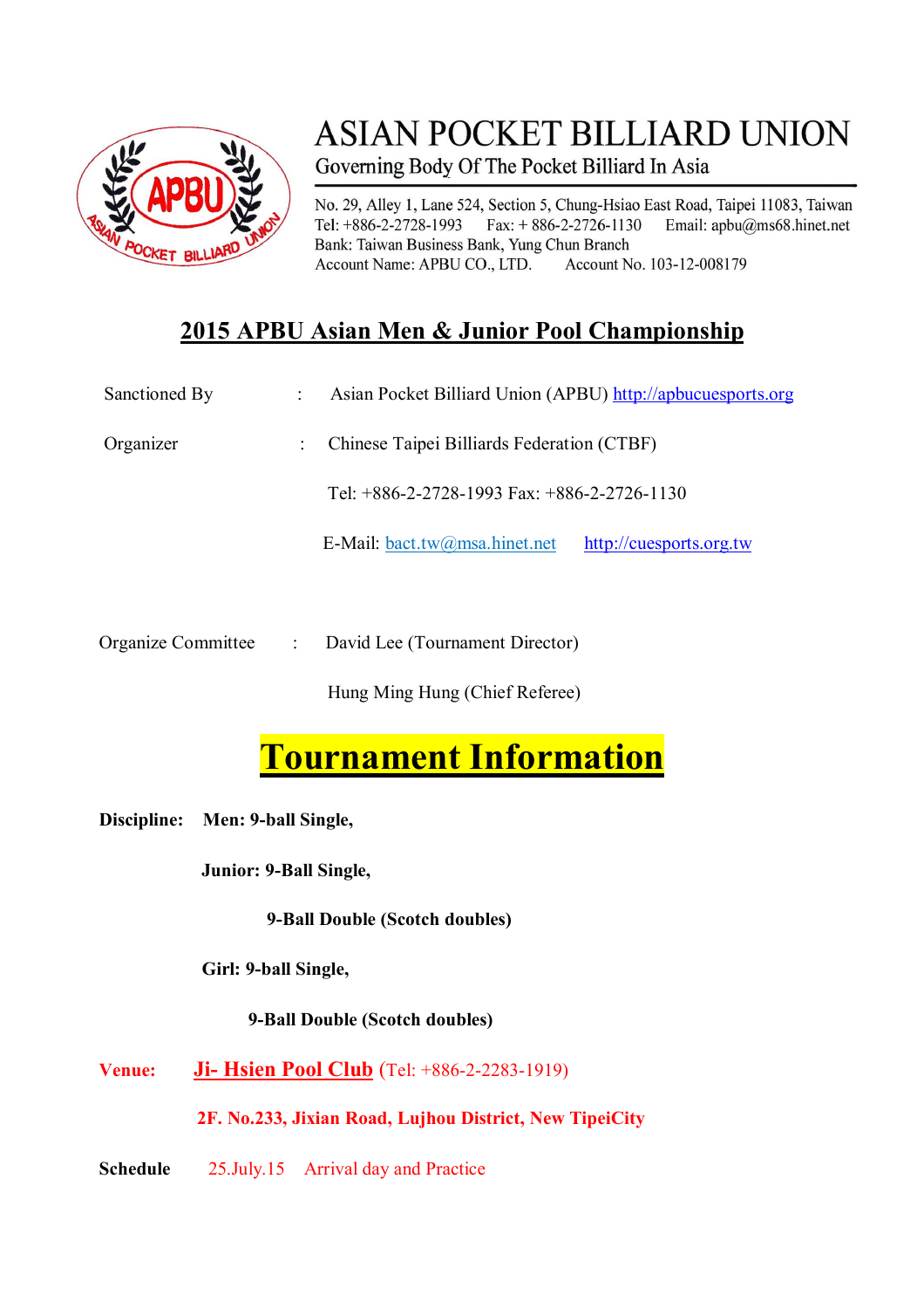# ASIAN POCKET BILLIARD UNION

Governing Body Of The Pocket Billiard In Asia

No. 29, Alley 1, Lane 524, Section 5, Chung-Hsiao East Road, Taipei 11083, Taiwan
Tel: +886-2-2728-1993 Fax: + 886-2-2726-1130 Email: apbu@ms68.hinet.net
Bank: Taiwan Business Bank, Yung Chun Branch
Account Name: APBU CO., LTD. Account No. 103-12-008179

## 2015 APBU Asian Men & Junior Pool Championship

Sanctioned By : Asian Pocket Billiard Union (APBU) http://apbucuesports.org

Organizer : Chinese Taipei Billiards Federation (CTBF)

Tel: +886-2-2728-1993 Fax: +886-2-2726-1130

E-Mail: bact.tw@msa.hinet.net http://cuesports.org.tw

Organize Committee : David Lee (Tournament Director)

Hung Ming Hung (Chief Referee)

# Tournament Information

**Discipline:** **Men: 9-ball Single,**

**Junior: 9-Ball Single,**

**9-Ball Double (Scotch doubles)**

**Girl: 9-ball Single,**

**9-Ball Double (Scotch doubles)**

**Venue:** **Ji- Hsien Pool Club** (Tel: +886-2-2283-1919)

**2F. No.233, Jixian Road, Lujhou District, New TipeiCity**

**Schedule** 25.July.15 Arrival day and Practice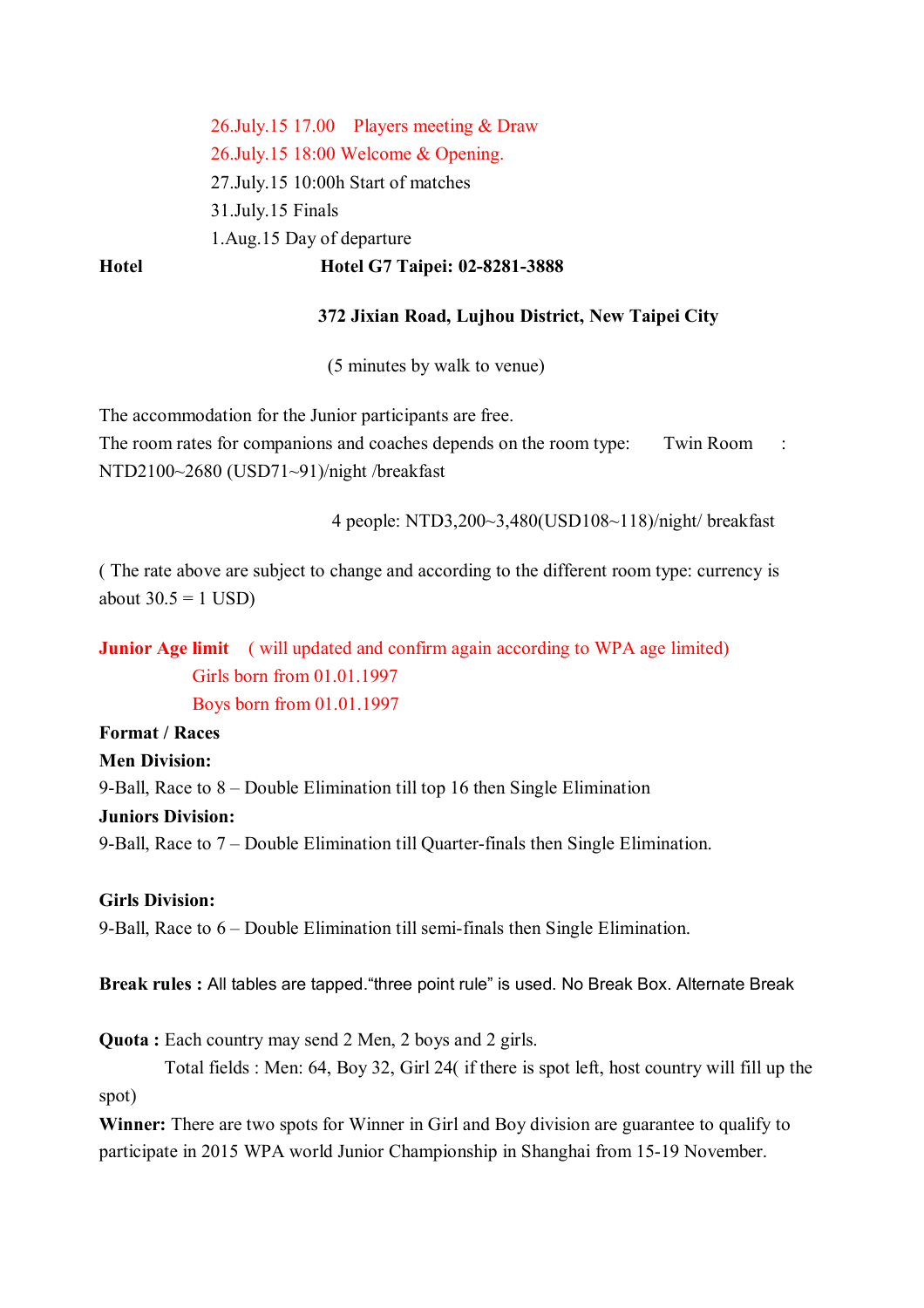26.July.15 17.00 Players meeting & Draw

26.July.15 18:00 Welcome & Opening.

27.July.15 10:00h Start of matches

31.July.15 Finals

1.Aug.15 Day of departure

**Hotel** **Hotel G7 Taipei: 02-8281-3888**

**372 Jixian Road, Lujhou District, New Taipei City**

(5 minutes by walk to venue)

The accommodation for the Junior participants are free.

The room rates for companions and coaches depends on the room type: Twin Room : NTD2100~2680 (USD71~91)/night /breakfast

4 people: NTD3,200~3,480(USD108~118)/night/ breakfast

( The rate above are subject to change and according to the different room type: currency is about 30.5 = 1 USD)

**Junior Age limit** ( will updated and confirm again according to WPA age limited)

Girls born from 01.01.1997

Boys born from 01.01.1997

**Format / Races**

**Men Division:**

9-Ball, Race to 8 – Double Elimination till top 16 then Single Elimination

**Juniors Division:**

9-Ball, Race to 7 – Double Elimination till Quarter-finals then Single Elimination.

**Girls Division:**

9-Ball, Race to 6 – Double Elimination till semi-finals then Single Elimination.

**Break rules :** All tables are tapped."three point rule" is used. No Break Box. Alternate Break

**Quota :** Each country may send 2 Men, 2 boys and 2 girls.

Total fields : Men: 64, Boy 32, Girl 24( if there is spot left, host country will fill up the spot)

**Winner:** There are two spots for Winner in Girl and Boy division are guarantee to qualify to participate in 2015 WPA world Junior Championship in Shanghai from 15-19 November.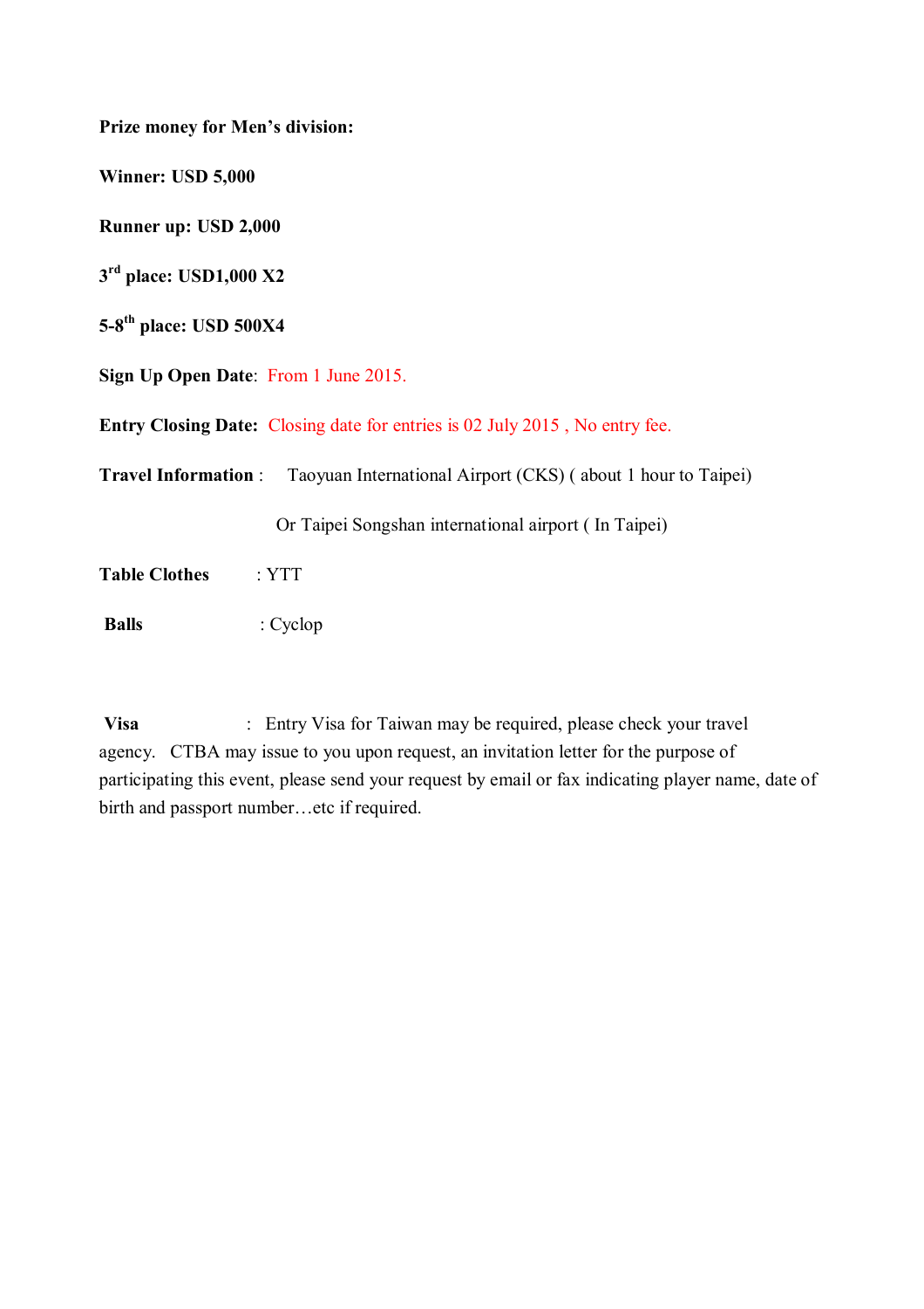**Prize money for Men's division:**

**Winner: USD 5,000**

**Runner up: USD 2,000**

**3rd place: USD1,000 X2**

**5-8th place: USD 500X4**

**Sign Up Open Date**: From 1 June 2015.

**Entry Closing Date:** Closing date for entries is 02 July 2015 , No entry fee.

**Travel Information** : Taoyuan International Airport (CKS) ( about 1 hour to Taipei)

Or Taipei Songshan international airport ( In Taipei)

**Table Clothes** : YTT

**Balls** : Cyclop

**Visa** : Entry Visa for Taiwan may be required, please check your travel agency. CTBA may issue to you upon request, an invitation letter for the purpose of participating this event, please send your request by email or fax indicating player name, date of birth and passport number…etc if required.